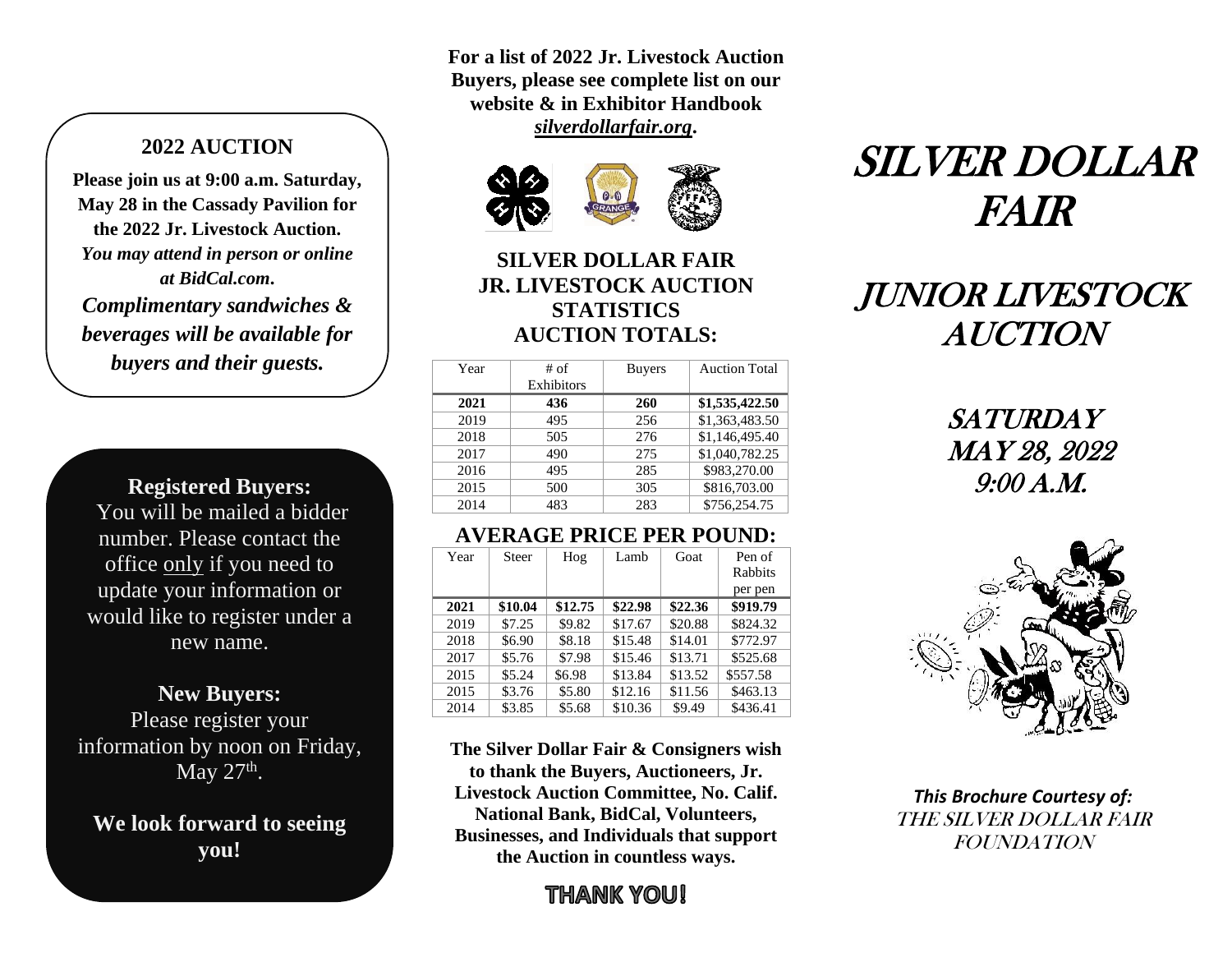## 2022 AUCTION

**Please join us at 9:00 a.m. Saturday, May 28 in the Cassady Pavilion for the 2022 Jr. Livestock Auction.**
***You may attend in person or online at BidCal.com.***
***Complimentary sandwiches & beverages will be available for buyers and their guests.***

**Registered Buyers:**
You will be mailed a bidder number. Please contact the office only if you need to update your information or would like to register under a new name.

**New Buyers:**
Please register your information by noon on Friday, May 27th.

**We look forward to seeing you!**

**For a list of 2022 Jr. Livestock Auction Buyers, please see complete list on our website & in Exhibitor Handbook *silverdollarfair.org*.**

## SILVER DOLLAR FAIR JR. LIVESTOCK AUCTION STATISTICS

## AUCTION TOTALS:

| Year | # of Exhibitors | Buyers | Auction Total |
|---|---|---|---|
| **2021** | **436** | **260** | **$1,535,422.50** |
| 2019 | 495 | 256 | $1,363,483.50 |
| 2018 | 505 | 276 | $1,146,495.40 |
| 2017 | 490 | 275 | $1,040,782.25 |
| 2016 | 495 | 285 | $983,270.00 |
| 2015 | 500 | 305 | $816,703.00 |
| 2014 | 483 | 283 | $756,254.75 |

## AVERAGE PRICE PER POUND:

| Year | Steer | Hog | Lamb | Goat | Pen of Rabbits per pen |
|---|---|---|---|---|---|
| **2021** | **$10.04** | **$12.75** | **$22.98** | **$22.36** | **$919.79** |
| 2019 | $7.25 | $9.82 | $17.67 | $20.88 | $824.32 |
| 2018 | $6.90 | $8.18 | $15.48 | $14.01 | $772.97 |
| 2017 | $5.76 | $7.98 | $15.46 | $13.71 | $525.68 |
| 2015 | $5.24 | $6.98 | $13.84 | $13.52 | $557.58 |
| 2015 | $3.76 | $5.80 | $12.16 | $11.56 | $463.13 |
| 2014 | $3.85 | $5.68 | $10.36 | $9.49 | $436.41 |

**The Silver Dollar Fair & Consigners wish to thank the Buyers, Auctioneers, Jr. Livestock Auction Committee, No. Calif. National Bank, BidCal, Volunteers, Businesses, and Individuals that support the Auction in countless ways.**

**THANK YOU!**

# SILVER DOLLAR FAIR

# JUNIOR LIVESTOCK AUCTION

## SATURDAY MAY 28, 2022 9:00 A.M.

***This Brochure Courtesy of:***
THE SILVER DOLLAR FAIR FOUNDATION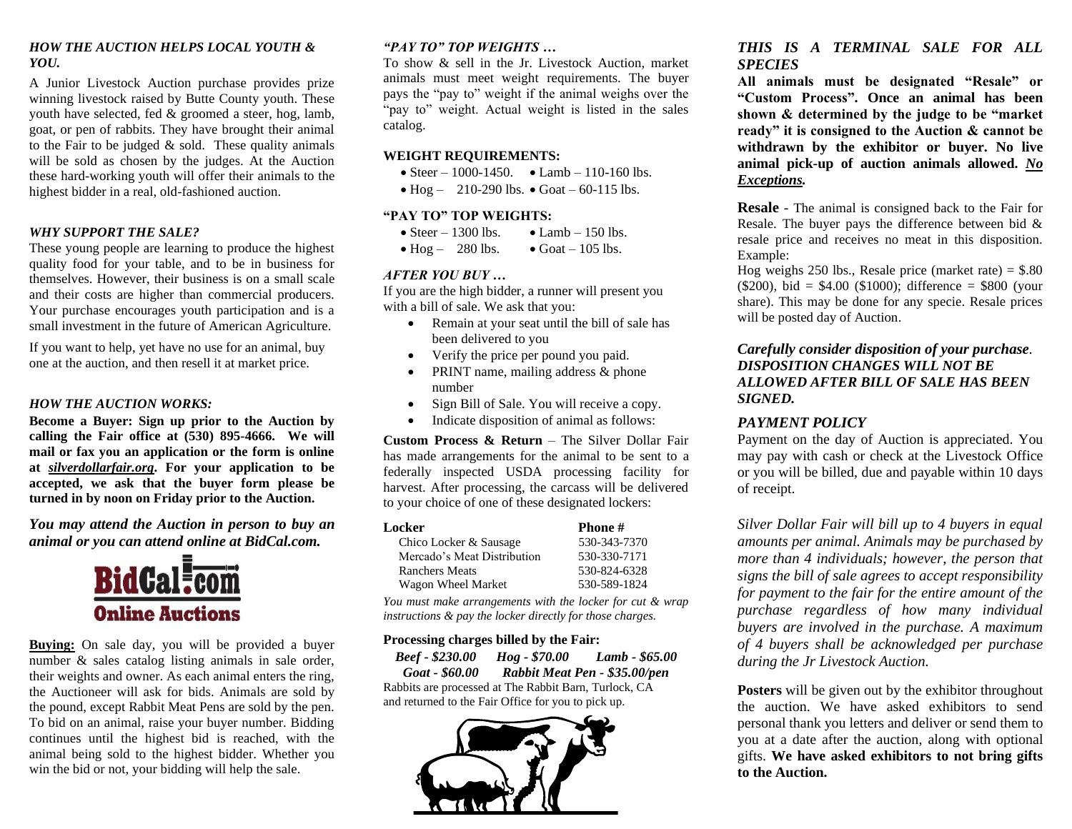### *HOW THE AUCTION HELPS LOCAL YOUTH & YOU.*

A Junior Livestock Auction purchase provides prize winning livestock raised by Butte County youth. These youth have selected, fed & groomed a steer, hog, lamb, goat, or pen of rabbits. They have brought their animal to the Fair to be judged & sold. These quality animals will be sold as chosen by the judges. At the Auction these hard-working youth will offer their animals to the highest bidder in a real, old-fashioned auction.

### *WHY SUPPORT THE SALE?*

These young people are learning to produce the highest quality food for your table, and to be in business for themselves. However, their business is on a small scale and their costs are higher than commercial producers. Your purchase encourages youth participation and is a small investment in the future of American Agriculture.

If you want to help, yet have no use for an animal, buy one at the auction, and then resell it at market price.

### *HOW THE AUCTION WORKS:*

**Become a Buyer: Sign up prior to the Auction by calling the Fair office at (530) 895-4666. We will mail or fax you an application or the form is online at *silverdollarfair.org*. For your application to be accepted, we ask that the buyer form please be turned in by noon on Friday prior to the Auction.**

***You may attend the Auction in person to buy an animal or you can attend online at BidCal.com.***

BidCal.com Online Auctions

**Buying:** On sale day, you will be provided a buyer number & sales catalog listing animals in sale order, their weights and owner. As each animal enters the ring, the Auctioneer will ask for bids. Animals are sold by the pound, except Rabbit Meat Pens are sold by the pen. To bid on an animal, raise your buyer number. Bidding continues until the highest bid is reached, with the animal being sold to the highest bidder. Whether you win the bid or not, your bidding will help the sale.

### *"PAY TO" TOP WEIGHTS …*

To show & sell in the Jr. Livestock Auction, market animals must meet weight requirements. The buyer pays the "pay to" weight if the animal weighs over the "pay to" weight. Actual weight is listed in the sales catalog.

**WEIGHT REQUIREMENTS:**

- Steer – 1000-1450.
- Lamb – 110-160 lbs.
- Hog – 210-290 lbs.
- Goat – 60-115 lbs.

**"PAY TO" TOP WEIGHTS:**

- Steer – 1300 lbs.
- Lamb – 150 lbs.
- Hog – 280 lbs.
- Goat – 105 lbs.

### *AFTER YOU BUY …*

If you are the high bidder, a runner will present you with a bill of sale. We ask that you:

- Remain at your seat until the bill of sale has been delivered to you
- Verify the price per pound you paid.
- PRINT name, mailing address & phone number
- Sign Bill of Sale. You will receive a copy.
- Indicate disposition of animal as follows:

**Custom Process & Return** – The Silver Dollar Fair has made arrangements for the animal to be sent to a federally inspected USDA processing facility for harvest. After processing, the carcass will be delivered to your choice of one of these designated lockers:

| Locker | Phone # |
|---|---|
| Chico Locker & Sausage | 530-343-7370 |
| Mercado's Meat Distribution | 530-330-7171 |
| Ranchers Meats | 530-824-6328 |
| Wagon Wheel Market | 530-589-1824 |

*You must make arrangements with the locker for cut & wrap instructions & pay the locker directly for those charges.*

**Processing charges billed by the Fair:**

***Beef - $230.00 Hog - $70.00 Lamb - $65.00***
***Goat - $60.00 Rabbit Meat Pen - $35.00/pen***

Rabbits are processed at The Rabbit Barn, Turlock, CA and returned to the Fair Office for you to pick up.

### *THIS IS A TERMINAL SALE FOR ALL SPECIES*

**All animals must be designated "Resale" or "Custom Process". Once an animal has been shown & determined by the judge to be "market ready" it is consigned to the Auction & cannot be withdrawn by the exhibitor or buyer. No live animal pick-up of auction animals allowed. *No Exceptions.***

**Resale** - The animal is consigned back to the Fair for Resale. The buyer pays the difference between bid & resale price and receives no meat in this disposition. Example:

Hog weighs 250 lbs., Resale price (market rate) = $.80 ($200), bid = $4.00 ($1000); difference = $800 (your share). This may be done for any specie. Resale prices will be posted day of Auction.

***Carefully consider disposition of your purchase. DISPOSITION CHANGES WILL NOT BE ALLOWED AFTER BILL OF SALE HAS BEEN SIGNED.***

### *PAYMENT POLICY*

Payment on the day of Auction is appreciated. You may pay with cash or check at the Livestock Office or you will be billed, due and payable within 10 days of receipt.

*Silver Dollar Fair will bill up to 4 buyers in equal amounts per animal. Animals may be purchased by more than 4 individuals; however, the person that signs the bill of sale agrees to accept responsibility for payment to the fair for the entire amount of the purchase regardless of how many individual buyers are involved in the purchase. A maximum of 4 buyers shall be acknowledged per purchase during the Jr Livestock Auction.*

**Posters** will be given out by the exhibitor throughout the auction. We have asked exhibitors to send personal thank you letters and deliver or send them to you at a date after the auction, along with optional gifts. **We have asked exhibitors to not bring gifts to the Auction.**